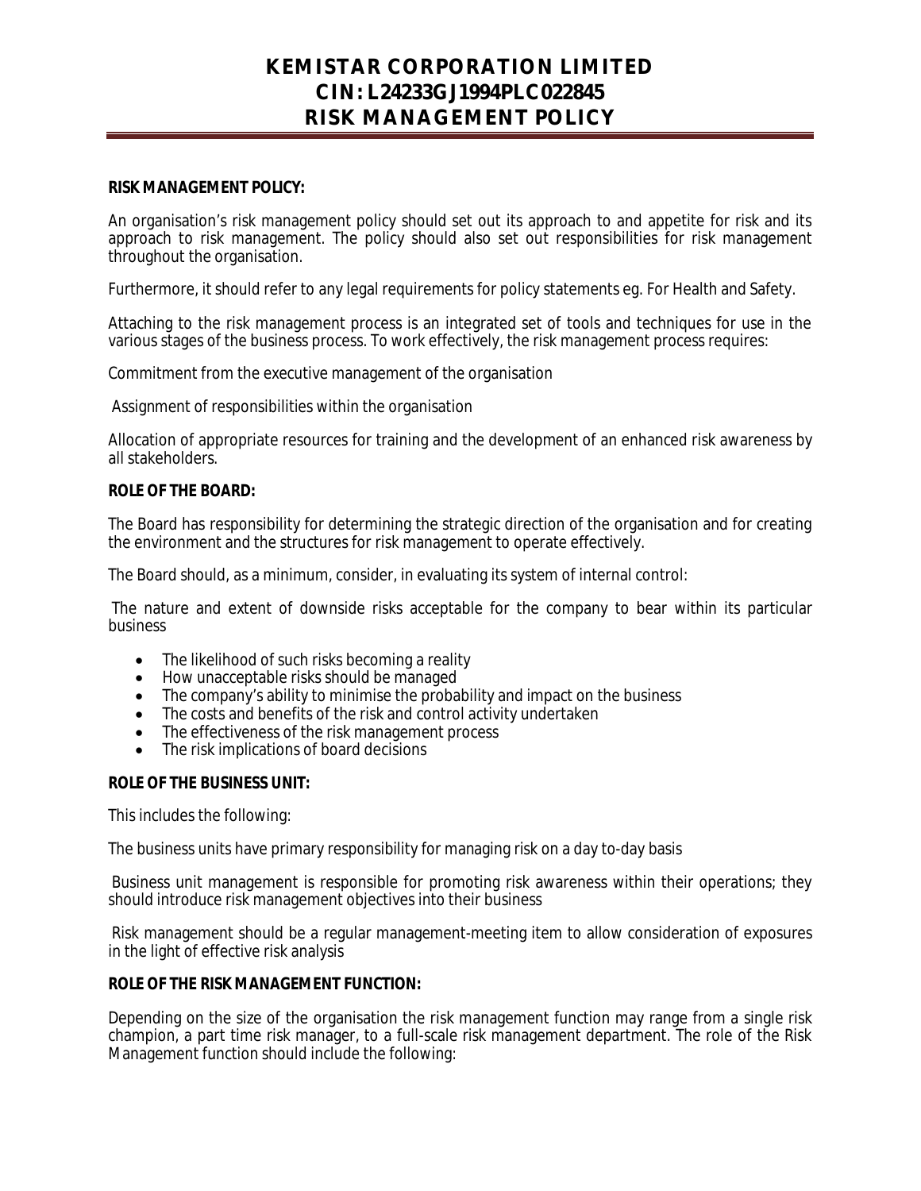# KEMISTAR CORPORATION LIMITED
# CIN: L24233GJ1994PLC022845
# RISK MANAGEMENT POLICY

**RISK MANAGEMENT POLICY:**

An organisation's risk management policy should set out its approach to and appetite for risk and its approach to risk management. The policy should also set out responsibilities for risk management throughout the organisation.

Furthermore, it should refer to any legal requirements for policy statements eg. For Health and Safety.

Attaching to the risk management process is an integrated set of tools and techniques for use in the various stages of the business process. To work effectively, the risk management process requires:

Commitment from the executive management of the organisation

Assignment of responsibilities within the organisation

Allocation of appropriate resources for training and the development of an enhanced risk awareness by all stakeholders.

**ROLE OF THE BOARD:**

The Board has responsibility for determining the strategic direction of the organisation and for creating the environment and the structures for risk management to operate effectively.

The Board should, as a minimum, consider, in evaluating its system of internal control:

The nature and extent of downside risks acceptable for the company to bear within its particular business

- The likelihood of such risks becoming a reality
- How unacceptable risks should be managed
- The company's ability to minimise the probability and impact on the business
- The costs and benefits of the risk and control activity undertaken
- The effectiveness of the risk management process
- The risk implications of board decisions

**ROLE OF THE BUSINESS UNIT:**

This includes the following:

The business units have primary responsibility for managing risk on a day to-day basis

Business unit management is responsible for promoting risk awareness within their operations; they should introduce risk management objectives into their business

Risk management should be a regular management-meeting item to allow consideration of exposures in the light of effective risk analysis

**ROLE OF THE RISK MANAGEMENT FUNCTION:**

Depending on the size of the organisation the risk management function may range from a single risk champion, a part time risk manager, to a full-scale risk management department. The role of the Risk Management function should include the following: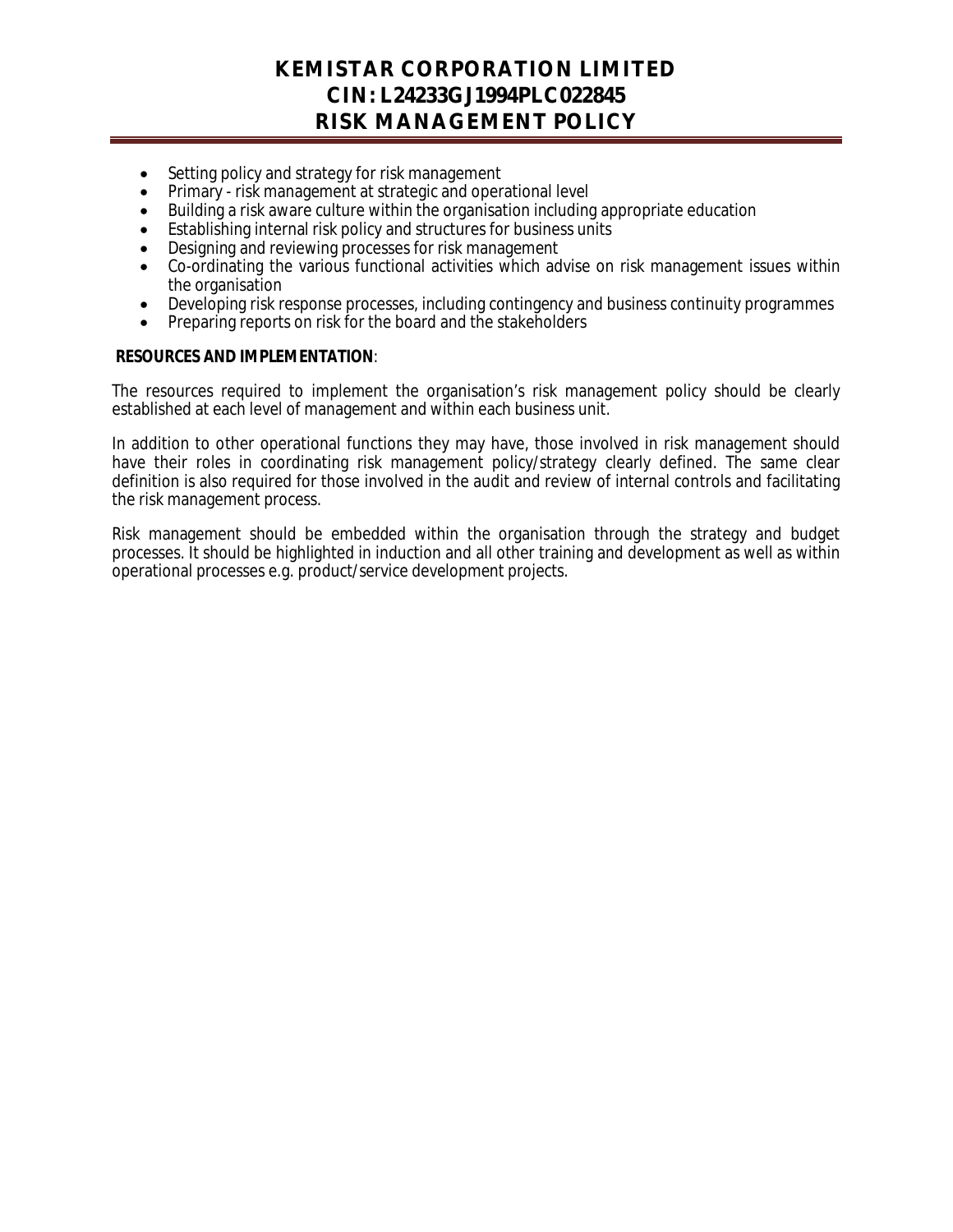- Setting policy and strategy for risk management
- Primary - risk management at strategic and operational level
- Building a risk aware culture within the organisation including appropriate education
- Establishing internal risk policy and structures for business units
- Designing and reviewing processes for risk management
- Co-ordinating the various functional activities which advise on risk management issues within the organisation
- Developing risk response processes, including contingency and business continuity programmes
- Preparing reports on risk for the board and the stakeholders

**RESOURCES AND IMPLEMENTATION**:

The resources required to implement the organisation's risk management policy should be clearly established at each level of management and within each business unit.

In addition to other operational functions they may have, those involved in risk management should have their roles in coordinating risk management policy/strategy clearly defined. The same clear definition is also required for those involved in the audit and review of internal controls and facilitating the risk management process.

Risk management should be embedded within the organisation through the strategy and budget processes. It should be highlighted in induction and all other training and development as well as within operational processes e.g. product/service development projects.